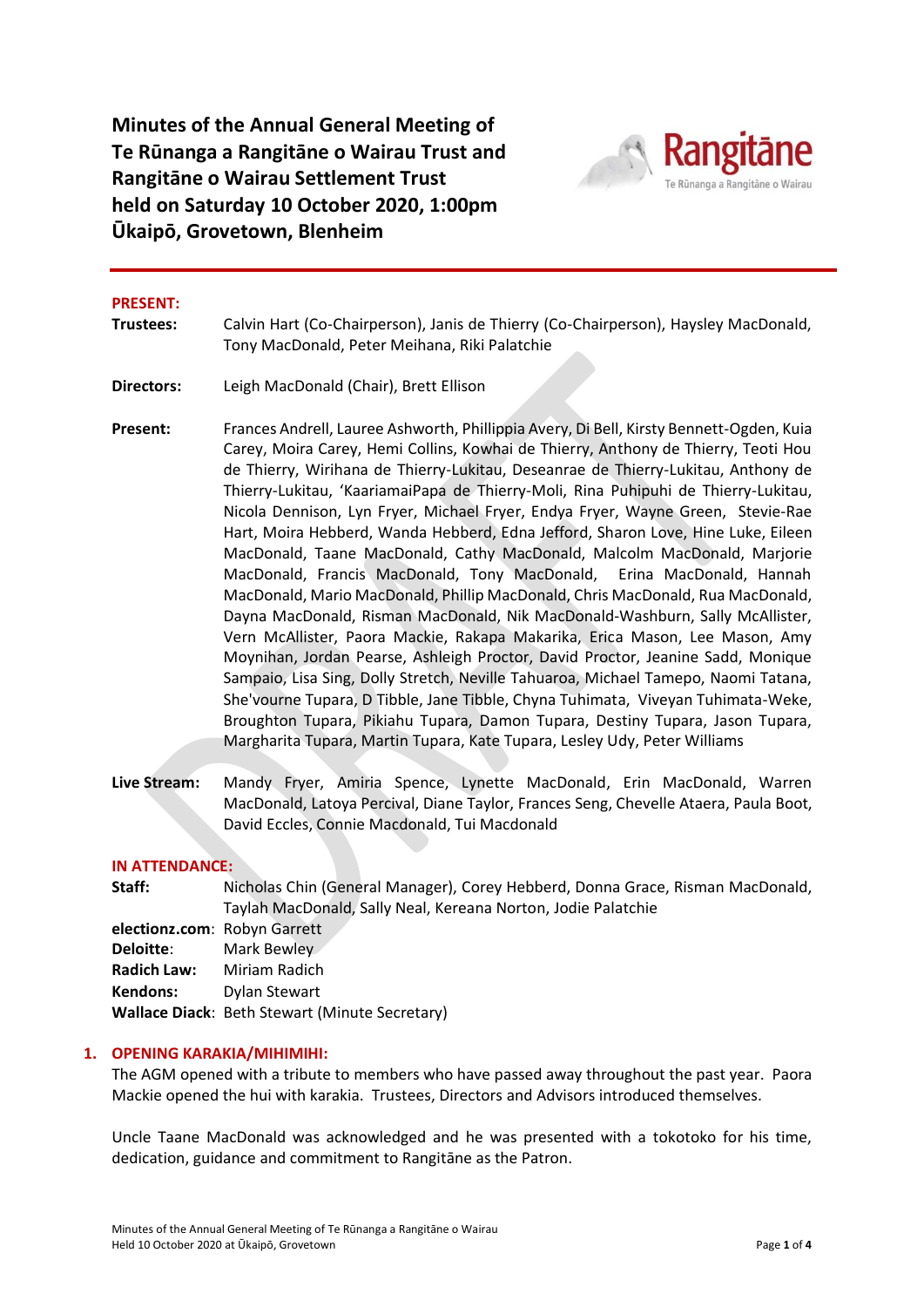# Minutes of the Annual General Meeting of Te Rūnanga a Rangitāne o Wairau Trust and Rangitāne o Wairau Settlement Trust held on Saturday 10 October 2020, 1:00pm Ūkaipō, Grovetown, Blenheim

Rangitāne
Te Rūnanga a Rangitāne o Wairau

---

**PRESENT:**

**Trustees:** Calvin Hart (Co-Chairperson), Janis de Thierry (Co-Chairperson), Haysley MacDonald, Tony MacDonald, Peter Meihana, Riki Palatchie

**Directors:** Leigh MacDonald (Chair), Brett Ellison

**Present:** Frances Andrell, Lauree Ashworth, Phillippia Avery, Di Bell, Kirsty Bennett-Ogden, Kuia Carey, Moira Carey, Hemi Collins, Kowhai de Thierry, Anthony de Thierry, Teoti Hou de Thierry, Wirihana de Thierry-Lukitau, Deseanrae de Thierry-Lukitau, Anthony de Thierry-Lukitau, 'KaariamaiPapa de Thierry-Moli, Rina Puhipuhi de Thierry-Lukitau, Nicola Dennison, Lyn Fryer, Michael Fryer, Endya Fryer, Wayne Green, Stevie-Rae Hart, Moira Hebberd, Wanda Hebberd, Edna Jefford, Sharon Love, Hine Luke, Eileen MacDonald, Taane MacDonald, Cathy MacDonald, Malcolm MacDonald, Marjorie MacDonald, Francis MacDonald, Tony MacDonald, Erina MacDonald, Hannah MacDonald, Mario MacDonald, Phillip MacDonald, Chris MacDonald, Rua MacDonald, Dayna MacDonald, Risman MacDonald, Nik MacDonald-Washburn, Sally McAllister, Vern McAllister, Paora Mackie, Rakapa Makarika, Erica Mason, Lee Mason, Amy Moynihan, Jordan Pearse, Ashleigh Proctor, David Proctor, Jeanine Sadd, Monique Sampaio, Lisa Sing, Dolly Stretch, Neville Tahuaroa, Michael Tamepo, Naomi Tatana, She'vourne Tupara, D Tibble, Jane Tibble, Chyna Tuhimata, Viveyan Tuhimata-Weke, Broughton Tupara, Pikiahu Tupara, Damon Tupara, Destiny Tupara, Jason Tupara, Margharita Tupara, Martin Tupara, Kate Tupara, Lesley Udy, Peter Williams

**Live Stream:** Mandy Fryer, Amiria Spence, Lynette MacDonald, Erin MacDonald, Warren MacDonald, Latoya Percival, Diane Taylor, Frances Seng, Chevelle Ataera, Paula Boot, David Eccles, Connie Macdonald, Tui Macdonald

**IN ATTENDANCE:**

**Staff:** Nicholas Chin (General Manager), Corey Hebberd, Donna Grace, Risman MacDonald, Taylah MacDonald, Sally Neal, Kereana Norton, Jodie Palatchie

**electionz.com**: Robyn Garrett

**Deloitte**: Mark Bewley

**Radich Law:** Miriam Radich

**Kendons:** Dylan Stewart

**Wallace Diack**: Beth Stewart (Minute Secretary)

## 1. OPENING KARAKIA/MIHIMIHI:

The AGM opened with a tribute to members who have passed away throughout the past year. Paora Mackie opened the hui with karakia. Trustees, Directors and Advisors introduced themselves.

Uncle Taane MacDonald was acknowledged and he was presented with a tokotoko for his time, dedication, guidance and commitment to Rangitāne as the Patron.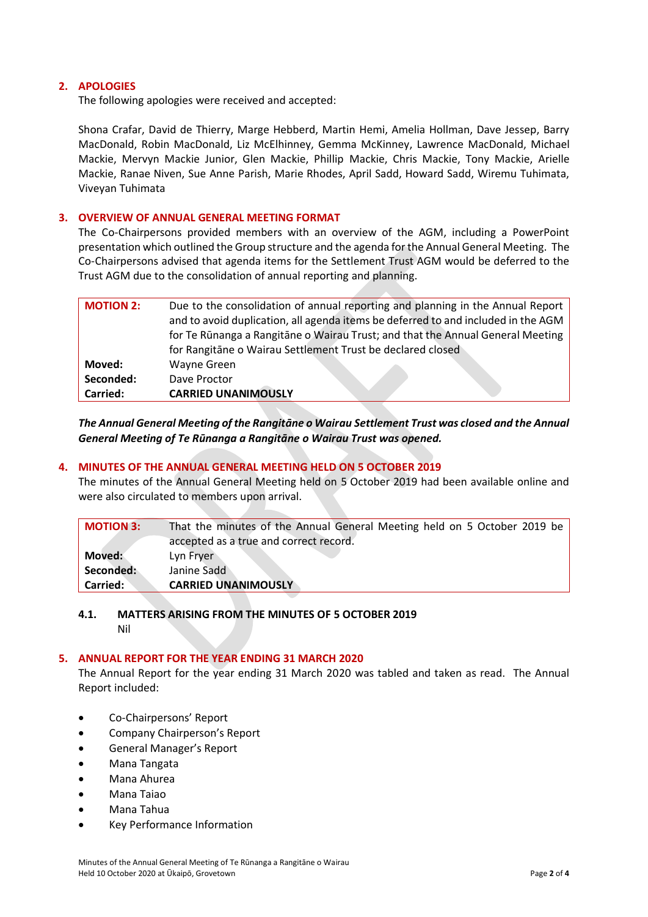## 2. APOLOGIES

The following apologies were received and accepted:

Shona Crafar, David de Thierry, Marge Hebberd, Martin Hemi, Amelia Hollman, Dave Jessep, Barry MacDonald, Robin MacDonald, Liz McElhinney, Gemma McKinney, Lawrence MacDonald, Michael Mackie, Mervyn Mackie Junior, Glen Mackie, Phillip Mackie, Chris Mackie, Tony Mackie, Arielle Mackie, Ranae Niven, Sue Anne Parish, Marie Rhodes, April Sadd, Howard Sadd, Wiremu Tuhimata, Viveyan Tuhimata

## 3. OVERVIEW OF ANNUAL GENERAL MEETING FORMAT

The Co-Chairpersons provided members with an overview of the AGM, including a PowerPoint presentation which outlined the Group structure and the agenda for the Annual General Meeting. The Co-Chairpersons advised that agenda items for the Settlement Trust AGM would be deferred to the Trust AGM due to the consolidation of annual reporting and planning.

| **MOTION 2:** | Due to the consolidation of annual reporting and planning in the Annual Report and to avoid duplication, all agenda items be deferred to and included in the AGM for Te Rūnanga a Rangitāne o Wairau Trust; and that the Annual General Meeting for Rangitāne o Wairau Settlement Trust be declared closed |
|---|---|
| **Moved:** | Wayne Green |
| **Seconded:** | Dave Proctor |
| **Carried:** | **CARRIED UNANIMOUSLY** |

***The Annual General Meeting of the Rangitāne o Wairau Settlement Trust was closed and the Annual General Meeting of Te Rūnanga a Rangitāne o Wairau Trust was opened.***

## 4. MINUTES OF THE ANNUAL GENERAL MEETING HELD ON 5 OCTOBER 2019

The minutes of the Annual General Meeting held on 5 October 2019 had been available online and were also circulated to members upon arrival.

| **MOTION 3:** | That the minutes of the Annual General Meeting held on 5 October 2019 be accepted as a true and correct record. |
|---|---|
| **Moved:** | Lyn Fryer |
| **Seconded:** | Janine Sadd |
| **Carried:** | **CARRIED UNANIMOUSLY** |

### 4.1. MATTERS ARISING FROM THE MINUTES OF 5 OCTOBER 2019

Nil

## 5. ANNUAL REPORT FOR THE YEAR ENDING 31 MARCH 2020

The Annual Report for the year ending 31 March 2020 was tabled and taken as read. The Annual Report included:

- Co-Chairpersons' Report
- Company Chairperson's Report
- General Manager's Report
- Mana Tangata
- Mana Ahurea
- Mana Taiao
- Mana Tahua
- Key Performance Information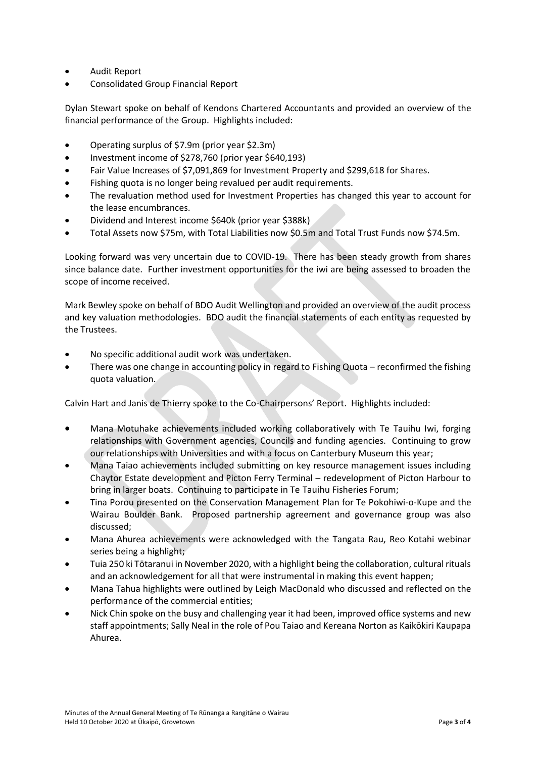- Audit Report
- Consolidated Group Financial Report

Dylan Stewart spoke on behalf of Kendons Chartered Accountants and provided an overview of the financial performance of the Group. Highlights included:

- Operating surplus of $7.9m (prior year $2.3m)
- Investment income of $278,760 (prior year $640,193)
- Fair Value Increases of $7,091,869 for Investment Property and $299,618 for Shares.
- Fishing quota is no longer being revalued per audit requirements.
- The revaluation method used for Investment Properties has changed this year to account for the lease encumbrances.
- Dividend and Interest income $640k (prior year $388k)
- Total Assets now $75m, with Total Liabilities now $0.5m and Total Trust Funds now $74.5m.

Looking forward was very uncertain due to COVID-19. There has been steady growth from shares since balance date. Further investment opportunities for the iwi are being assessed to broaden the scope of income received.

Mark Bewley spoke on behalf of BDO Audit Wellington and provided an overview of the audit process and key valuation methodologies. BDO audit the financial statements of each entity as requested by the Trustees.

- No specific additional audit work was undertaken.
- There was one change in accounting policy in regard to Fishing Quota – reconfirmed the fishing quota valuation.

Calvin Hart and Janis de Thierry spoke to the Co-Chairpersons' Report. Highlights included:

- Mana Motuhake achievements included working collaboratively with Te Tauihu Iwi, forging relationships with Government agencies, Councils and funding agencies. Continuing to grow our relationships with Universities and with a focus on Canterbury Museum this year;
- Mana Taiao achievements included submitting on key resource management issues including Chaytor Estate development and Picton Ferry Terminal – redevelopment of Picton Harbour to bring in larger boats. Continuing to participate in Te Tauihu Fisheries Forum;
- Tina Porou presented on the Conservation Management Plan for Te Pokohiwi-o-Kupe and the Wairau Boulder Bank. Proposed partnership agreement and governance group was also discussed;
- Mana Ahurea achievements were acknowledged with the Tangata Rau, Reo Kotahi webinar series being a highlight;
- Tuia 250 ki Tōtaranui in November 2020, with a highlight being the collaboration, cultural rituals and an acknowledgement for all that were instrumental in making this event happen;
- Mana Tahua highlights were outlined by Leigh MacDonald who discussed and reflected on the performance of the commercial entities;
- Nick Chin spoke on the busy and challenging year it had been, improved office systems and new staff appointments; Sally Neal in the role of Pou Taiao and Kereana Norton as Kaikōkiri Kaupapa Ahurea.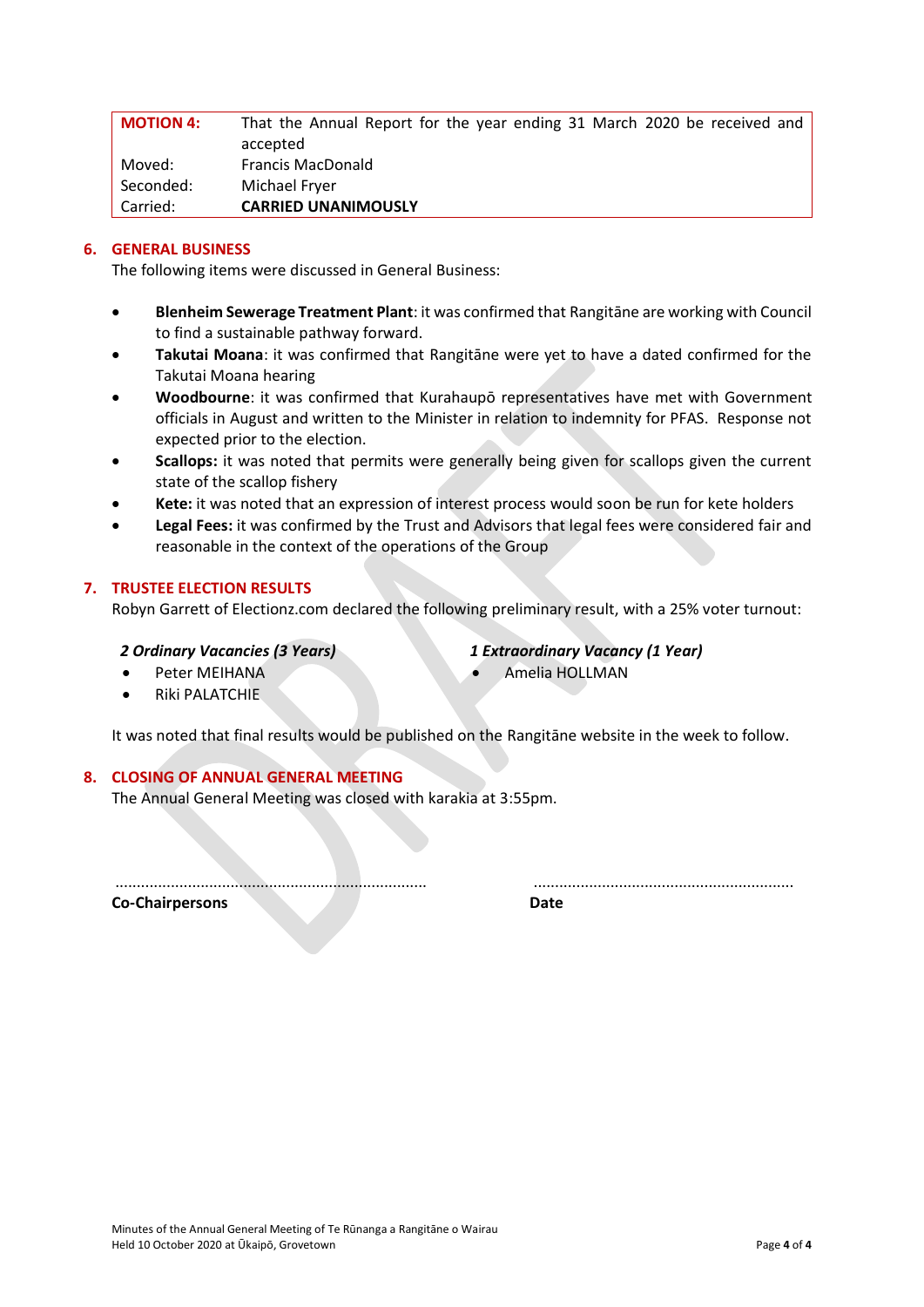| | |
|---|---|
| **MOTION 4:** | That the Annual Report for the year ending 31 March 2020 be received and accepted |
| Moved: | Francis MacDonald |
| Seconded: | Michael Fryer |
| Carried: | **CARRIED UNANIMOUSLY** |

## 6. GENERAL BUSINESS

The following items were discussed in General Business:

- **Blenheim Sewerage Treatment Plant**: it was confirmed that Rangitāne are working with Council to find a sustainable pathway forward.
- **Takutai Moana**: it was confirmed that Rangitāne were yet to have a dated confirmed for the Takutai Moana hearing
- **Woodbourne**: it was confirmed that Kurahaupō representatives have met with Government officials in August and written to the Minister in relation to indemnity for PFAS. Response not expected prior to the election.
- **Scallops:** it was noted that permits were generally being given for scallops given the current state of the scallop fishery
- **Kete:** it was noted that an expression of interest process would soon be run for kete holders
- **Legal Fees:** it was confirmed by the Trust and Advisors that legal fees were considered fair and reasonable in the context of the operations of the Group

## 7. TRUSTEE ELECTION RESULTS

Robyn Garrett of Electionz.com declared the following preliminary result, with a 25% voter turnout:

***2 Ordinary Vacancies (3 Years)***

- Peter MEIHANA
- Riki PALATCHIE

***1 Extraordinary Vacancy (1 Year)***

- Amelia HOLLMAN

It was noted that final results would be published on the Rangitāne website in the week to follow.

## 8. CLOSING OF ANNUAL GENERAL MEETING

The Annual General Meeting was closed with karakia at 3:55pm.

.......................................................................... ............................................................

**Co-Chairpersons** **Date**

Minutes of the Annual General Meeting of Te Rūnanga a Rangitāne o Wairau
Held 10 October 2020 at Ūkaipō, Grovetown